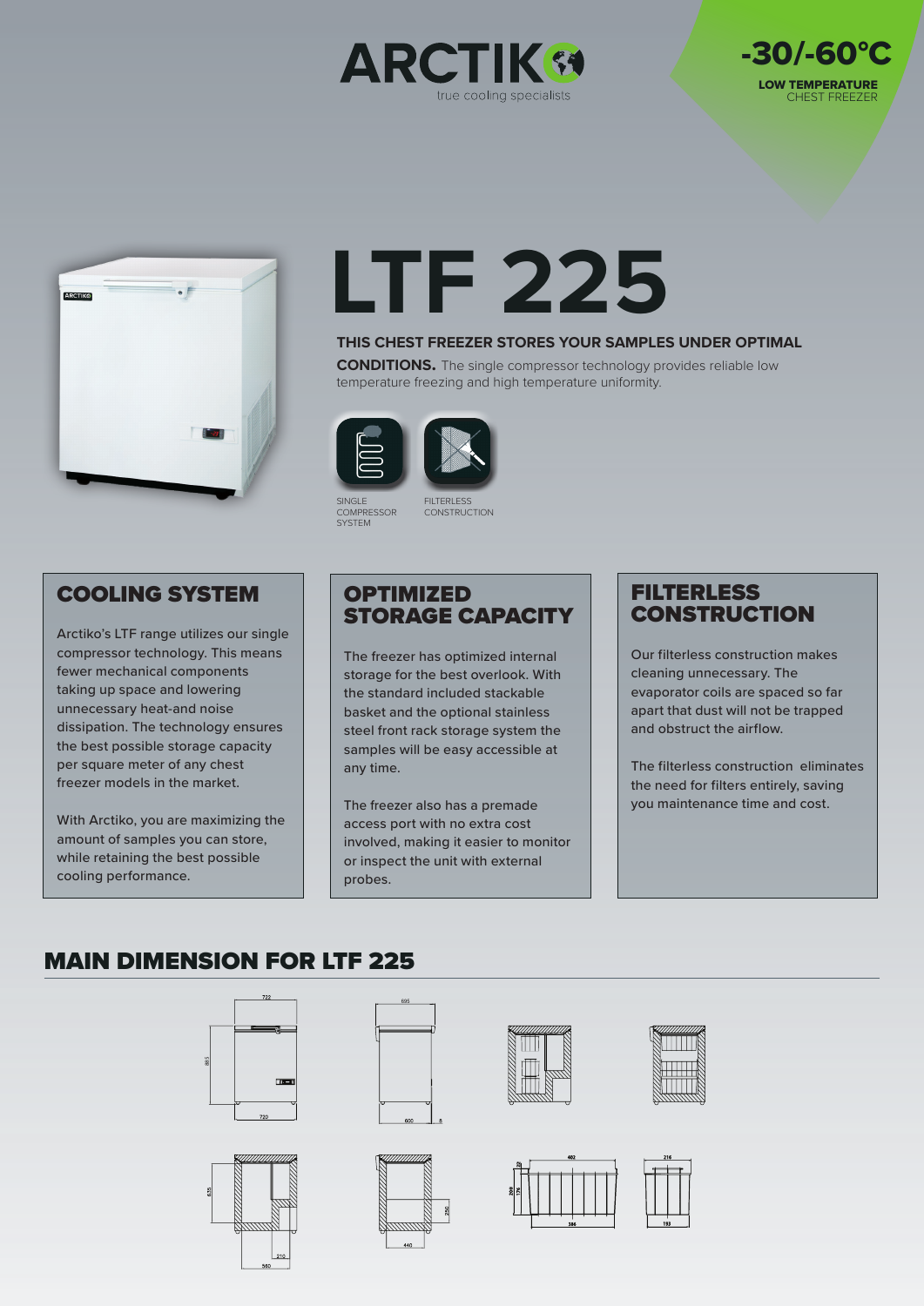# ARCTIKO

true cooling specialists

**-30/-60°C**

**LOW TEMPERATURE** CHEST FREEZER

# LTF 225

**THIS CHEST FREEZER STORES YOUR SAMPLES UNDER OPTIMAL CONDITIONS.** The single compressor technology provides reliable low temperature freezing and high temperature uniformity.

SINGLE COMPRESSOR SYSTEM

FILTERLESS CONSTRUCTION

## COOLING SYSTEM

Arctiko's LTF range utilizes our single compressor technology. This means fewer mechanical components taking up space and lowering unnecessary heat-and noise dissipation. The technology ensures the best possible storage capacity per square meter of any chest freezer models in the market.

With Arctiko, you are maximizing the amount of samples you can store, while retaining the best possible cooling performance.

## OPTIMIZED STORAGE CAPACITY

The freezer has optimized internal storage for the best overlook. With the standard included stackable basket and the optional stainless steel front rack storage system the samples will be easy accessible at any time.

The freezer also has a premade access port with no extra cost involved, making it easier to monitor or inspect the unit with external probes.

## FILTERLESS CONSTRUCTION

Our filterless construction makes cleaning unnecessary. The evaporator coils are spaced so far apart that dust will not be trapped and obstruct the airflow.

The filterless construction eliminates the need for filters entirely, saving you maintenance time and cost.

## MAIN DIMENSION FOR LTF 225

722

865

720

605

600

6

625

210

560

250

440

482

22

200

176

386

216

193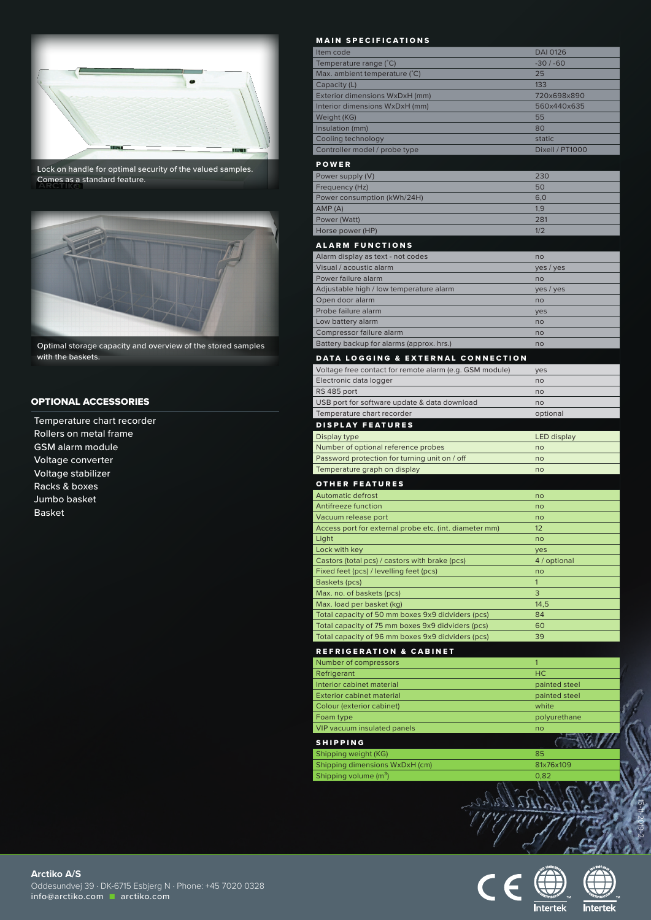Lock on handle for optimal security of the valued samples. Comes as a standard feature.

Optimal storage capacity and overview of the stored samples with the baskets.

## OPTIONAL ACCESSORIES

- Temperature chart recorder
- Rollers on metal frame
- GSM alarm module
- Voltage converter
- Voltage stabilizer
- Racks & boxes
- Jumbo basket
- Basket

## MAIN SPECIFICATIONS

| | |
|---|---|
| Item code | DAI 0126 |
| Temperature range (˚C) | -30 / -60 |
| Max. ambient temperature (˚C) | 25 |
| Capacity (L) | 133 |
| Exterior dimensions WxDxH (mm) | 720x698x890 |
| Interior dimensions WxDxH (mm) | 560x440x635 |
| Weight (KG) | 55 |
| Insulation (mm) | 80 |
| Cooling technology | static |
| Controller model / probe type | Dixell / PT1000 |

## POWER

| | |
|---|---|
| Power supply (V) | 230 |
| Frequency (Hz) | 50 |
| Power consumption (kWh/24H) | 6,0 |
| AMP (A) | 1,9 |
| Power (Watt) | 281 |
| Horse power (HP) | 1/2 |

## ALARM FUNCTIONS

| | |
|---|---|
| Alarm display as text - not codes | no |
| Visual / acoustic alarm | yes / yes |
| Power failure alarm | no |
| Adjustable high / low temperature alarm | yes / yes |
| Open door alarm | no |
| Probe failure alarm | yes |
| Low battery alarm | no |
| Compressor failure alarm | no |
| Battery backup for alarms (approx. hrs.) | no |

## DATA LOGGING & EXTERNAL CONNECTION

| | |
|---|---|
| Voltage free contact for remote alarm (e.g. GSM module) | yes |
| Electronic data logger | no |
| RS 485 port | no |
| USB port for software update & data download | no |
| Temperature chart recorder | optional |

## DISPLAY FEATURES

| | |
|---|---|
| Display type | LED display |
| Number of optional reference probes | no |
| Password protection for turning unit on / off | no |
| Temperature graph on display | no |

## OTHER FEATURES

| | |
|---|---|
| Automatic defrost | no |
| Antifreeze function | no |
| Vacuum release port | no |
| Access port for external probe etc. (int. diameter mm) | 12 |
| Light | no |
| Lock with key | yes |
| Castors (total pcs) / castors with brake (pcs) | 4 / optional |
| Fixed feet (pcs) / levelling feet (pcs) | no |
| Baskets (pcs) | 1 |
| Max. no. of baskets (pcs) | 3 |
| Max. load per basket (kg) | 14,5 |
| Total capacity of 50 mm boxes 9x9 didviders (pcs) | 84 |
| Total capacity of 75 mm boxes 9x9 didviders (pcs) | 60 |
| Total capacity of 96 mm boxes 9x9 didviders (pcs) | 39 |

## REFRIGERATION & CABINET

| | |
|---|---|
| Number of compressors | 1 |
| Refrigerant | HC |
| Interior cabinet material | painted steel |
| Exterior cabinet material | painted steel |
| Colour (exterior cabinet) | white |
| Foam type | polyurethane |
| VIP vacuum insulated panels | no |

## SHIPPING

| | |
|---|---|
| Shipping weight (KG) | 85 |
| Shipping dimensions WxDxH (cm) | 81x76x109 |
| Shipping volume ($m^3$) | 0,82 |

15-11-2019-2

**Arctiko A/S**
Oddesundvej 39 · DK-6715 Esbjerg N · Phone: +45 7020 0328
info@arctiko.com ■ arctiko.com